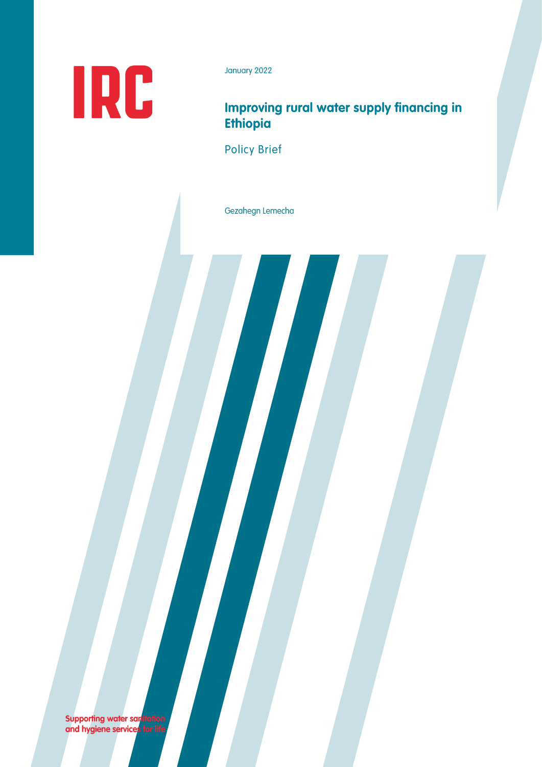IRC

January 2022

# Improving rural water supply financing in Ethiopia

Policy Brief

Gezahegn Lemecha

Supporting water sanitation and hygiene services for life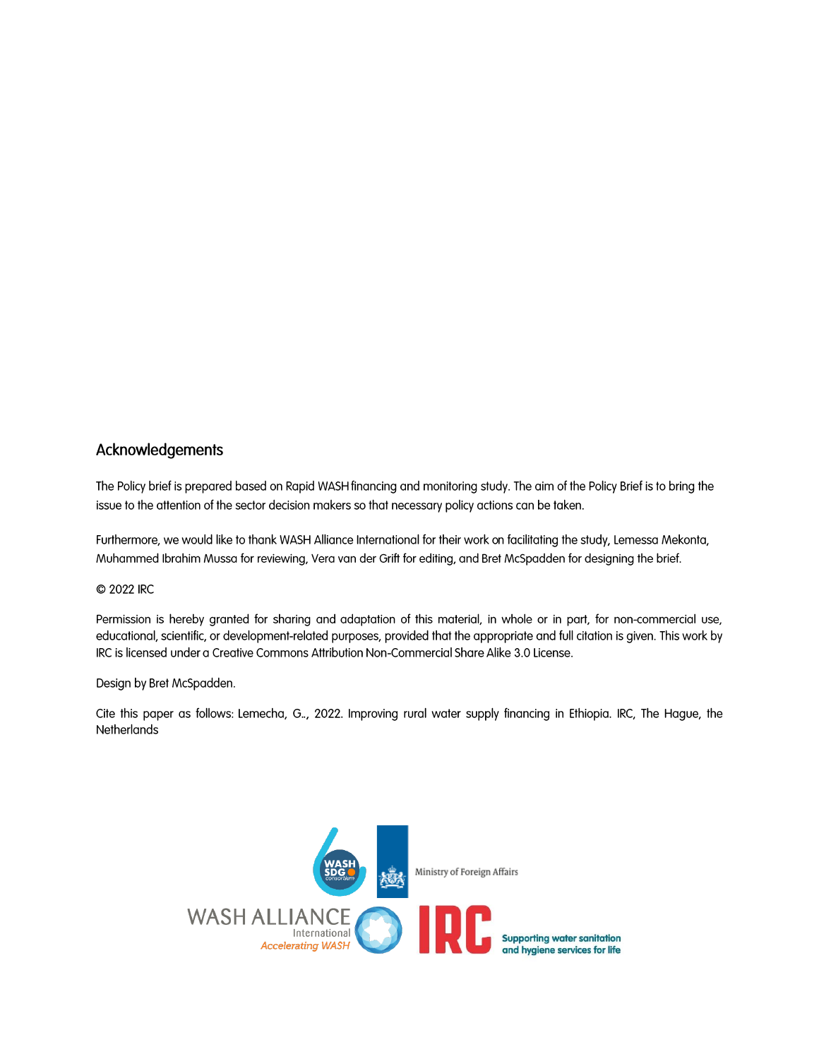## Acknowledgements

The Policy brief is prepared based on Rapid WASH financing and monitoring study. The aim of the Policy Brief is to bring the issue to the attention of the sector decision makers so that necessary policy actions can be taken.

Furthermore, we would like to thank WASH Alliance International for their work on facilitating the study, Lemessa Mekonta, Muhammed Ibrahim Mussa for reviewing, Vera van der Grift for editing, and Bret McSpadden for designing the brief.

© 2022 IRC

Permission is hereby granted for sharing and adaptation of this material, in whole or in part, for non-commercial use, educational, scientific, or development-related purposes, provided that the appropriate and full citation is given. This work by IRC is licensed under a Creative Commons Attribution Non-Commercial Share Alike 3.0 License.

Design by Bret McSpadden.

Cite this paper as follows: Lemecha, G.., 2022. Improving rural water supply financing in Ethiopia. IRC, The Hague, the Netherlands

WASH SDG consortium

Ministry of Foreign Affairs

WASH ALLIANCE International *Accelerating WASH*

IRC Supporting water sanitation and hygiene services for life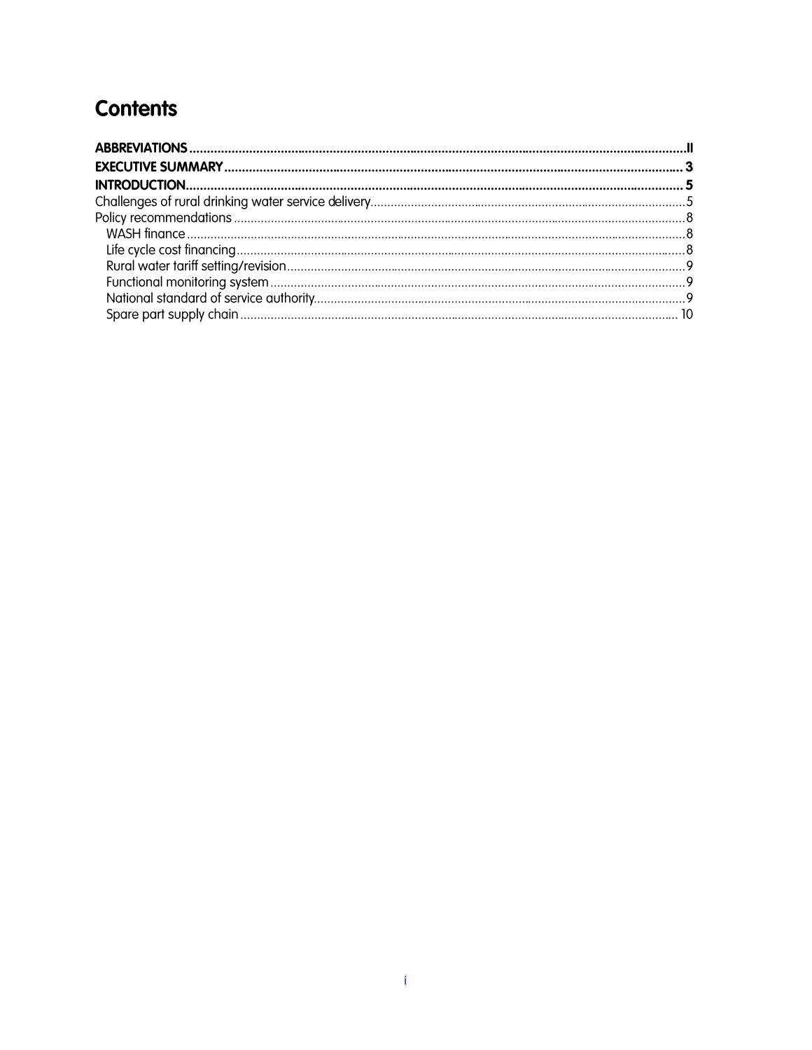# Contents

**ABBREVIATIONS** ..... **II**
**EXECUTIVE SUMMARY** ..... **3**
**INTRODUCTION** ..... **5**
Challenges of rural drinking water service delivery ..... 5
Policy recommendations ..... 8
- WASH finance ..... 8
- Life cycle cost financing ..... 8
- Rural water tariff setting/revision ..... 9
- Functional monitoring system ..... 9
- National standard of service authority ..... 9
- Spare part supply chain ..... 10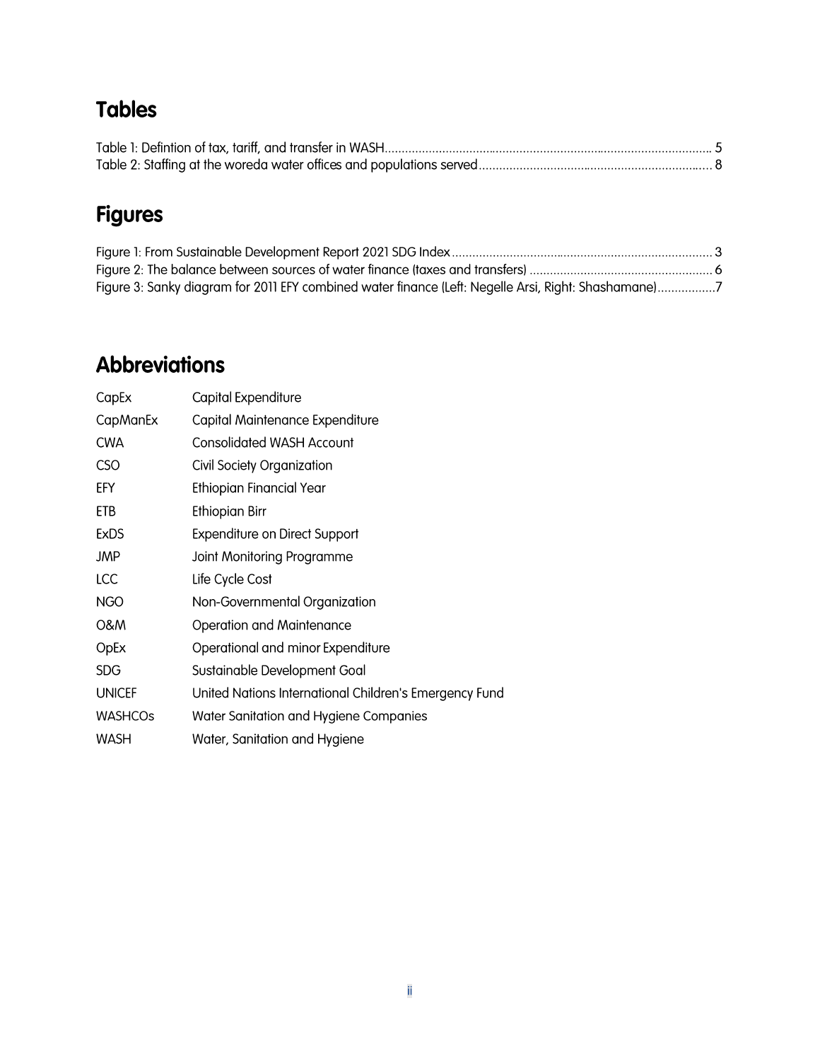## Tables

Table 1: Defintion of tax, tariff, and transfer in WASH................................................................................................. 5
Table 2: Staffing at the woreda water offices and populations served.................................................................... 8

## Figures

Figure 1: From Sustainable Development Report 2021 SDG Index............................................................................ 3
Figure 2: The balance between sources of water finance (taxes and transfers) ..................................................... 6
Figure 3: Sanky diagram for 2011 EFY combined water finance (Left: Negelle Arsi, Right: Shashamane).................7

## Abbreviations

| | |
|---|---|
| CapEx | Capital Expenditure |
| CapManEx | Capital Maintenance Expenditure |
| CWA | Consolidated WASH Account |
| CSO | Civil Society Organization |
| EFY | Ethiopian Financial Year |
| ETB | Ethiopian Birr |
| ExDS | Expenditure on Direct Support |
| JMP | Joint Monitoring Programme |
| LCC | Life Cycle Cost |
| NGO | Non-Governmental Organization |
| O&M | Operation and Maintenance |
| OpEx | Operational and minor Expenditure |
| SDG | Sustainable Development Goal |
| UNICEF | United Nations International Children's Emergency Fund |
| WASHCOs | Water Sanitation and Hygiene Companies |
| WASH | Water, Sanitation and Hygiene |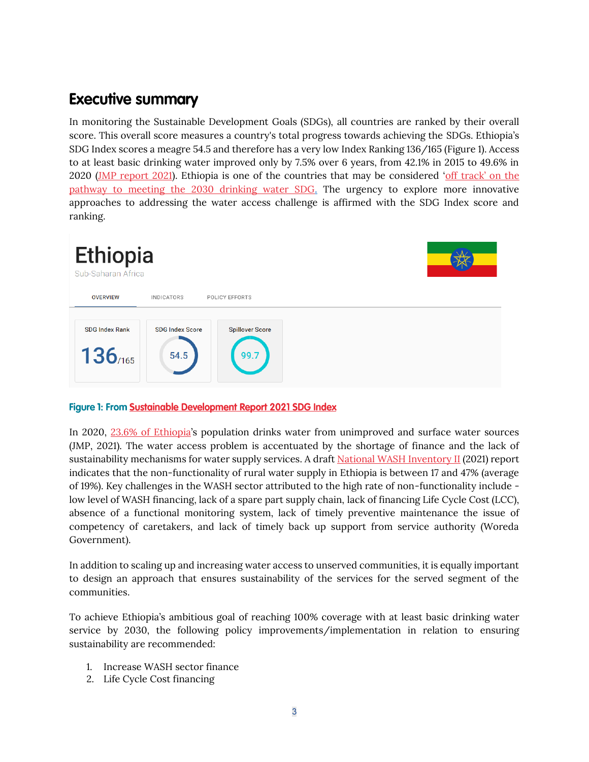## Executive summary

In monitoring the Sustainable Development Goals (SDGs), all countries are ranked by their overall score. This overall score measures a country's total progress towards achieving the SDGs. Ethiopia's SDG Index scores a meagre 54.5 and therefore has a very low Index Ranking 136/165 (Figure 1). Access to at least basic drinking water improved only by 7.5% over 6 years, from 42.1% in 2015 to 49.6% in 2020 (JMP report 2021). Ethiopia is one of the countries that may be considered 'off track' on the pathway to meeting the 2030 drinking water SDG. The urgency to explore more innovative approaches to addressing the water access challenge is affirmed with the SDG Index score and ranking.

Ethiopia

Sub-Saharan Africa

OVERVIEW | INDICATORS | POLICY EFFORTS

| SDG Index Rank | SDG Index Score | Spillover Score |
|---|---|---|
| 136/165 | 54.5 | 99.7 |

**Figure 1: From Sustainable Development Report 2021 SDG Index**

In 2020, 23.6% of Ethiopia's population drinks water from unimproved and surface water sources (JMP, 2021). The water access problem is accentuated by the shortage of finance and the lack of sustainability mechanisms for water supply services. A draft National WASH Inventory II (2021) report indicates that the non-functionality of rural water supply in Ethiopia is between 17 and 47% (average of 19%). Key challenges in the WASH sector attributed to the high rate of non-functionality include - low level of WASH financing, lack of a spare part supply chain, lack of financing Life Cycle Cost (LCC), absence of a functional monitoring system, lack of timely preventive maintenance the issue of competency of caretakers, and lack of timely back up support from service authority (Woreda Government).

In addition to scaling up and increasing water access to unserved communities, it is equally important to design an approach that ensures sustainability of the services for the served segment of the communities.

To achieve Ethiopia's ambitious goal of reaching 100% coverage with at least basic drinking water service by 2030, the following policy improvements/implementation in relation to ensuring sustainability are recommended:

1. Increase WASH sector finance
2. Life Cycle Cost financing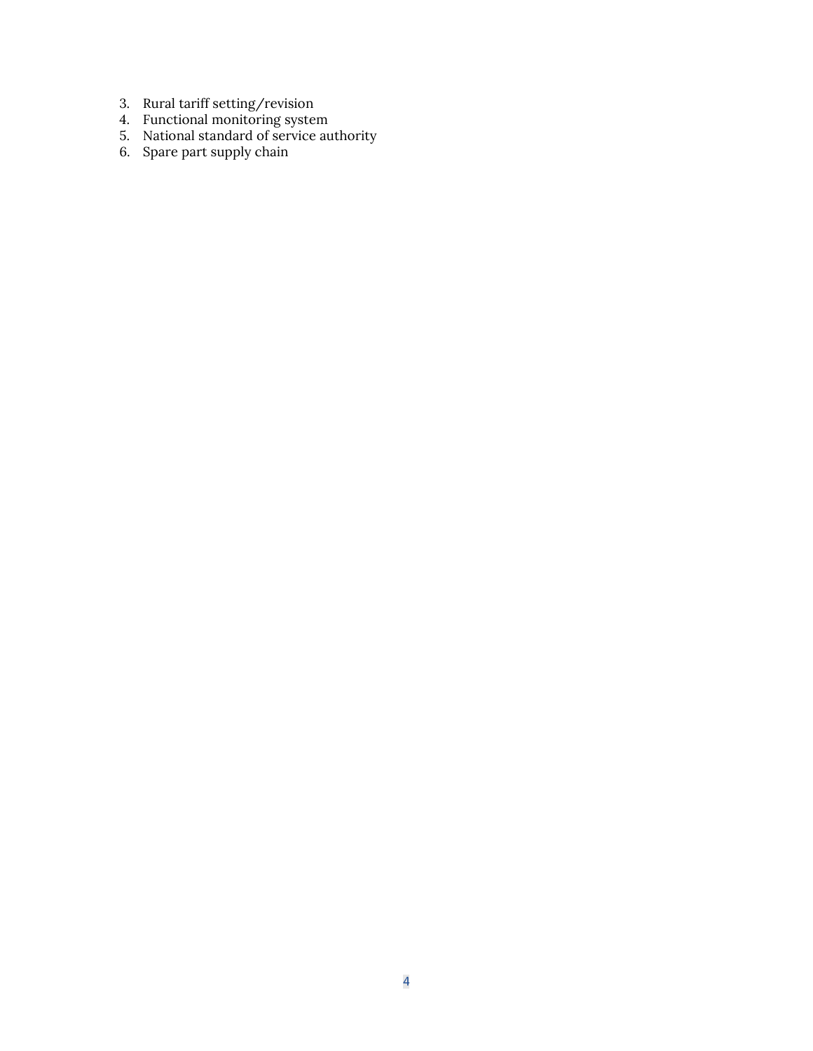3. Rural tariff setting/revision
4. Functional monitoring system
5. National standard of service authority
6. Spare part supply chain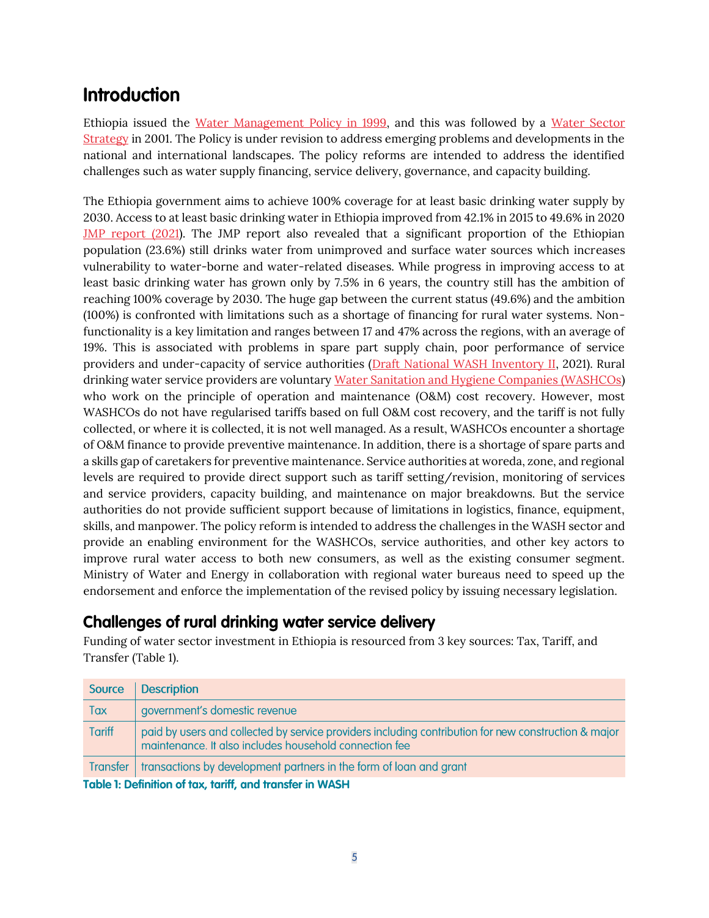## Introduction

Ethiopia issued the Water Management Policy in 1999, and this was followed by a Water Sector Strategy in 2001. The Policy is under revision to address emerging problems and developments in the national and international landscapes. The policy reforms are intended to address the identified challenges such as water supply financing, service delivery, governance, and capacity building.

The Ethiopia government aims to achieve 100% coverage for at least basic drinking water supply by 2030. Access to at least basic drinking water in Ethiopia improved from 42.1% in 2015 to 49.6% in 2020 JMP report (2021). The JMP report also revealed that a significant proportion of the Ethiopian population (23.6%) still drinks water from unimproved and surface water sources which increases vulnerability to water-borne and water-related diseases. While progress in improving access to at least basic drinking water has grown only by 7.5% in 6 years, the country still has the ambition of reaching 100% coverage by 2030. The huge gap between the current status (49.6%) and the ambition (100%) is confronted with limitations such as a shortage of financing for rural water systems. Non-functionality is a key limitation and ranges between 17 and 47% across the regions, with an average of 19%. This is associated with problems in spare part supply chain, poor performance of service providers and under-capacity of service authorities (Draft National WASH Inventory II, 2021). Rural drinking water service providers are voluntary Water Sanitation and Hygiene Companies (WASHCOs) who work on the principle of operation and maintenance (O&M) cost recovery. However, most WASHCOs do not have regularised tariffs based on full O&M cost recovery, and the tariff is not fully collected, or where it is collected, it is not well managed. As a result, WASHCOs encounter a shortage of O&M finance to provide preventive maintenance. In addition, there is a shortage of spare parts and a skills gap of caretakers for preventive maintenance. Service authorities at woreda, zone, and regional levels are required to provide direct support such as tariff setting/revision, monitoring of services and service providers, capacity building, and maintenance on major breakdowns. But the service authorities do not provide sufficient support because of limitations in logistics, finance, equipment, skills, and manpower. The policy reform is intended to address the challenges in the WASH sector and provide an enabling environment for the WASHCOs, service authorities, and other key actors to improve rural water access to both new consumers, as well as the existing consumer segment. Ministry of Water and Energy in collaboration with regional water bureaus need to speed up the endorsement and enforce the implementation of the revised policy by issuing necessary legislation.

### Challenges of rural drinking water service delivery

Funding of water sector investment in Ethiopia is resourced from 3 key sources: Tax, Tariff, and Transfer (Table 1).

| Source | Description |
|---|---|
| Tax | government's domestic revenue |
| Tariff | paid by users and collected by service providers including contribution for new construction & major maintenance. It also includes household connection fee |
| Transfer | transactions by development partners in the form of loan and grant |

**Table 1: Definition of tax, tariff, and transfer in WASH**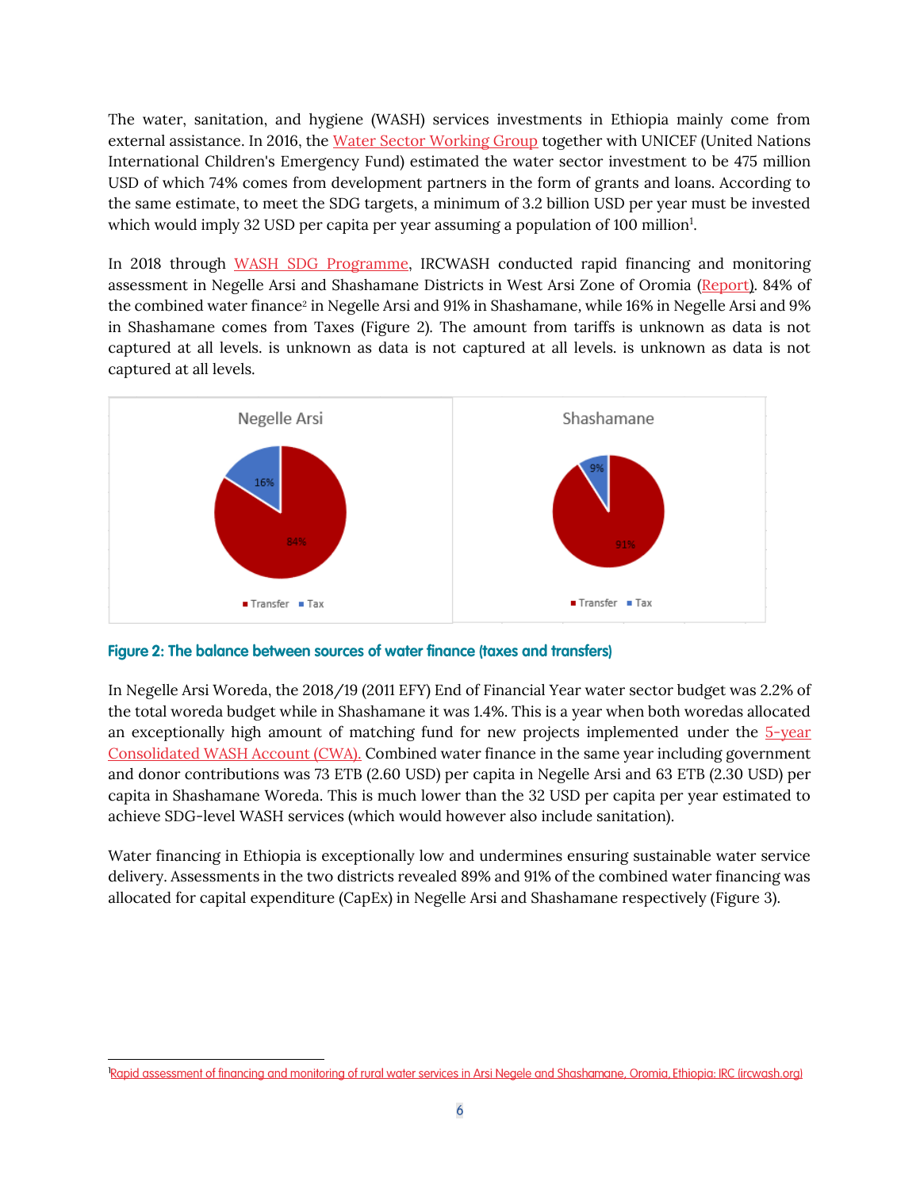The water, sanitation, and hygiene (WASH) services investments in Ethiopia mainly come from external assistance. In 2016, the Water Sector Working Group together with UNICEF (United Nations International Children's Emergency Fund) estimated the water sector investment to be 475 million USD of which 74% comes from development partners in the form of grants and loans. According to the same estimate, to meet the SDG targets, a minimum of 3.2 billion USD per year must be invested which would imply 32 USD per capita per year assuming a population of 100 million[1].

In 2018 through WASH SDG Programme, IRCWASH conducted rapid financing and monitoring assessment in Negelle Arsi and Shashamane Districts in West Arsi Zone of Oromia (Report). 84% of the combined water finance[2] in Negelle Arsi and 91% in Shashamane, while 16% in Negelle Arsi and 9% in Shashamane comes from Taxes (Figure 2). The amount from tariffs is unknown as data is not captured at all levels. is unknown as data is not captured at all levels. is unknown as data is not captured at all levels.

Negelle Arsi: Transfer 84%, Tax 16%

Shashamane: Transfer 91%, Tax 9%

**Figure 2: The balance between sources of water finance (taxes and transfers)**

In Negelle Arsi Woreda, the 2018/19 (2011 EFY) End of Financial Year water sector budget was 2.2% of the total woreda budget while in Shashamane it was 1.4%. This is a year when both woredas allocated an exceptionally high amount of matching fund for new projects implemented under the 5-year Consolidated WASH Account (CWA). Combined water finance in the same year including government and donor contributions was 73 ETB (2.60 USD) per capita in Negelle Arsi and 63 ETB (2.30 USD) per capita in Shashamane Woreda. This is much lower than the 32 USD per capita per year estimated to achieve SDG-level WASH services (which would however also include sanitation).

Water financing in Ethiopia is exceptionally low and undermines ensuring sustainable water service delivery. Assessments in the two districts revealed 89% and 91% of the combined water financing was allocated for capital expenditure (CapEx) in Negelle Arsi and Shashamane respectively (Figure 3).

---

[1] Rapid assessment of financing and monitoring of rural water services in Arsi Negele and Shashamane, Oromia, Ethiopia: IRC (ircwash.org)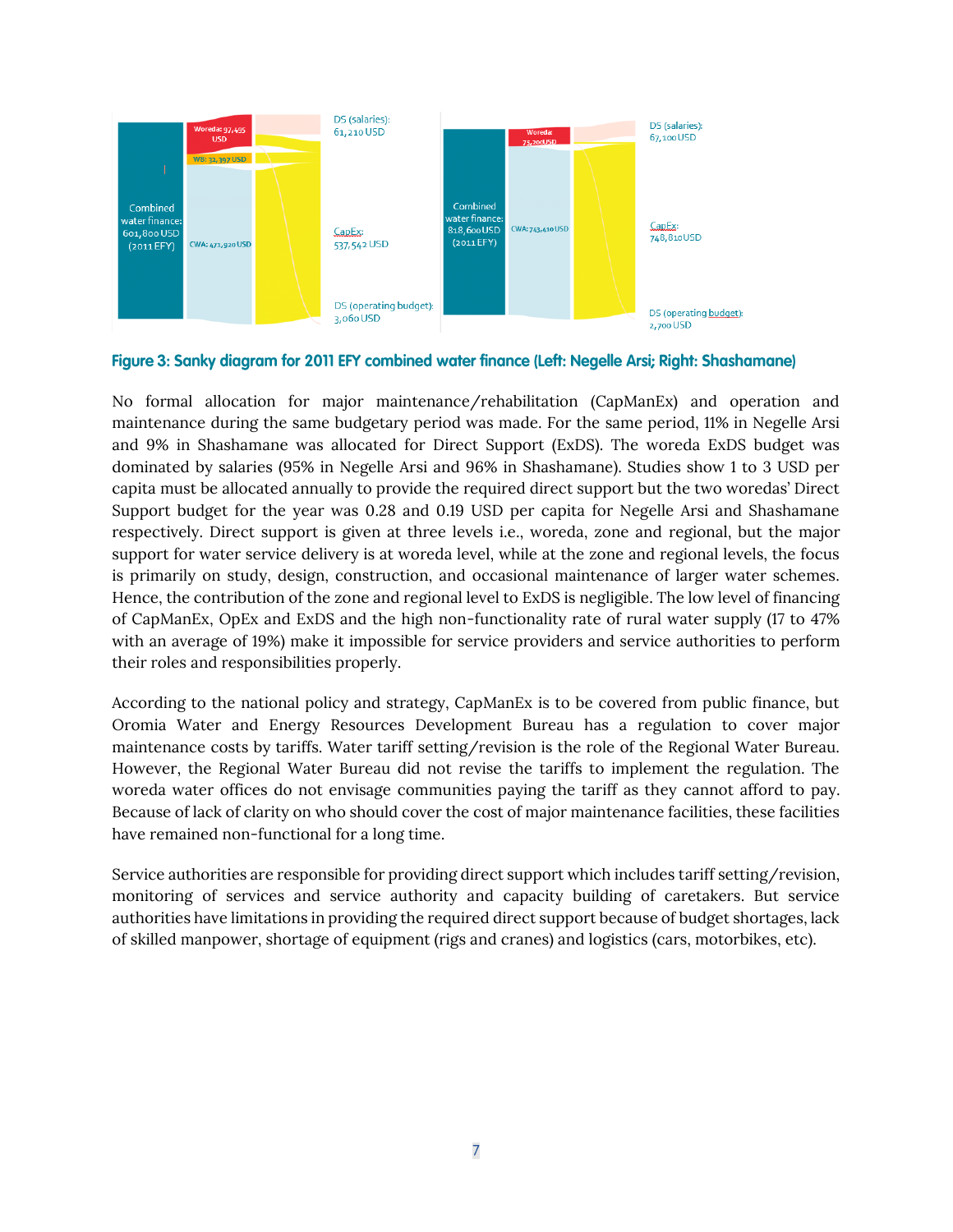Figure 3: Sanky diagram for 2011 EFY combined water finance (Left: Negelle Arsi; Right: Shashamane)

No formal allocation for major maintenance/rehabilitation (CapManEx) and operation and maintenance during the same budgetary period was made. For the same period, 11% in Negelle Arsi and 9% in Shashamane was allocated for Direct Support (ExDS). The woreda ExDS budget was dominated by salaries (95% in Negelle Arsi and 96% in Shashamane). Studies show 1 to 3 USD per capita must be allocated annually to provide the required direct support but the two woredas' Direct Support budget for the year was 0.28 and 0.19 USD per capita for Negelle Arsi and Shashamane respectively. Direct support is given at three levels i.e., woreda, zone and regional, but the major support for water service delivery is at woreda level, while at the zone and regional levels, the focus is primarily on study, design, construction, and occasional maintenance of larger water schemes. Hence, the contribution of the zone and regional level to ExDS is negligible. The low level of financing of CapManEx, OpEx and ExDS and the high non-functionality rate of rural water supply (17 to 47% with an average of 19%) make it impossible for service providers and service authorities to perform their roles and responsibilities properly.

According to the national policy and strategy, CapManEx is to be covered from public finance, but Oromia Water and Energy Resources Development Bureau has a regulation to cover major maintenance costs by tariffs. Water tariff setting/revision is the role of the Regional Water Bureau. However, the Regional Water Bureau did not revise the tariffs to implement the regulation. The woreda water offices do not envisage communities paying the tariff as they cannot afford to pay. Because of lack of clarity on who should cover the cost of major maintenance facilities, these facilities have remained non-functional for a long time.

Service authorities are responsible for providing direct support which includes tariff setting/revision, monitoring of services and service authority and capacity building of caretakers. But service authorities have limitations in providing the required direct support because of budget shortages, lack of skilled manpower, shortage of equipment (rigs and cranes) and logistics (cars, motorbikes, etc).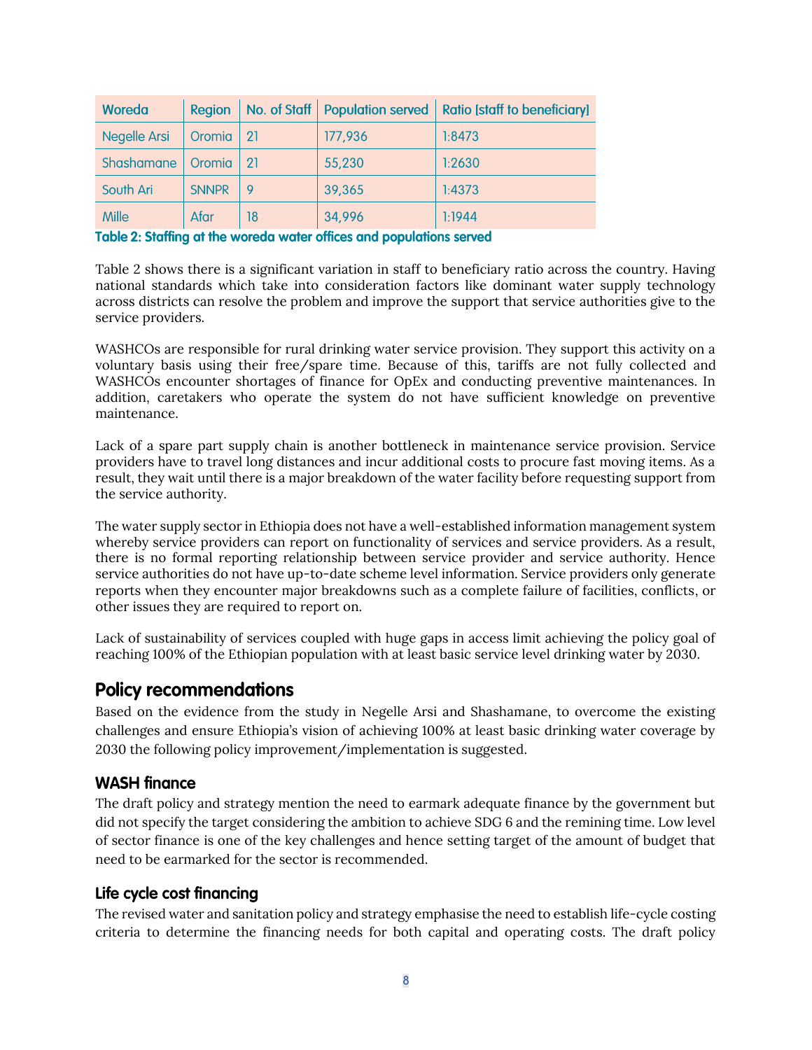| Woreda | Region | No. of Staff | Population served | Ratio [staff to beneficiary] |
|---|---|---|---|---|
| Negelle Arsi | Oromia | 21 | 177,936 | 1:8473 |
| Shashamane | Oromia | 21 | 55,230 | 1:2630 |
| South Ari | SNNPR | 9 | 39,365 | 1:4373 |
| Mille | Afar | 18 | 34,996 | 1:1944 |

**Table 2: Staffing at the woreda water offices and populations served**

Table 2 shows there is a significant variation in staff to beneficiary ratio across the country. Having national standards which take into consideration factors like dominant water supply technology across districts can resolve the problem and improve the support that service authorities give to the service providers.

WASHCOs are responsible for rural drinking water service provision. They support this activity on a voluntary basis using their free/spare time. Because of this, tariffs are not fully collected and WASHCOs encounter shortages of finance for OpEx and conducting preventive maintenances. In addition, caretakers who operate the system do not have sufficient knowledge on preventive maintenance.

Lack of a spare part supply chain is another bottleneck in maintenance service provision. Service providers have to travel long distances and incur additional costs to procure fast moving items. As a result, they wait until there is a major breakdown of the water facility before requesting support from the service authority.

The water supply sector in Ethiopia does not have a well-established information management system whereby service providers can report on functionality of services and service providers. As a result, there is no formal reporting relationship between service provider and service authority. Hence service authorities do not have up-to-date scheme level information. Service providers only generate reports when they encounter major breakdowns such as a complete failure of facilities, conflicts, or other issues they are required to report on.

Lack of sustainability of services coupled with huge gaps in access limit achieving the policy goal of reaching 100% of the Ethiopian population with at least basic service level drinking water by 2030.

## Policy recommendations

Based on the evidence from the study in Negelle Arsi and Shashamane, to overcome the existing challenges and ensure Ethiopia's vision of achieving 100% at least basic drinking water coverage by 2030 the following policy improvement/implementation is suggested.

### WASH finance

The draft policy and strategy mention the need to earmark adequate finance by the government but did not specify the target considering the ambition to achieve SDG 6 and the remining time. Low level of sector finance is one of the key challenges and hence setting target of the amount of budget that need to be earmarked for the sector is recommended.

### Life cycle cost financing

The revised water and sanitation policy and strategy emphasise the need to establish life-cycle costing criteria to determine the financing needs for both capital and operating costs. The draft policy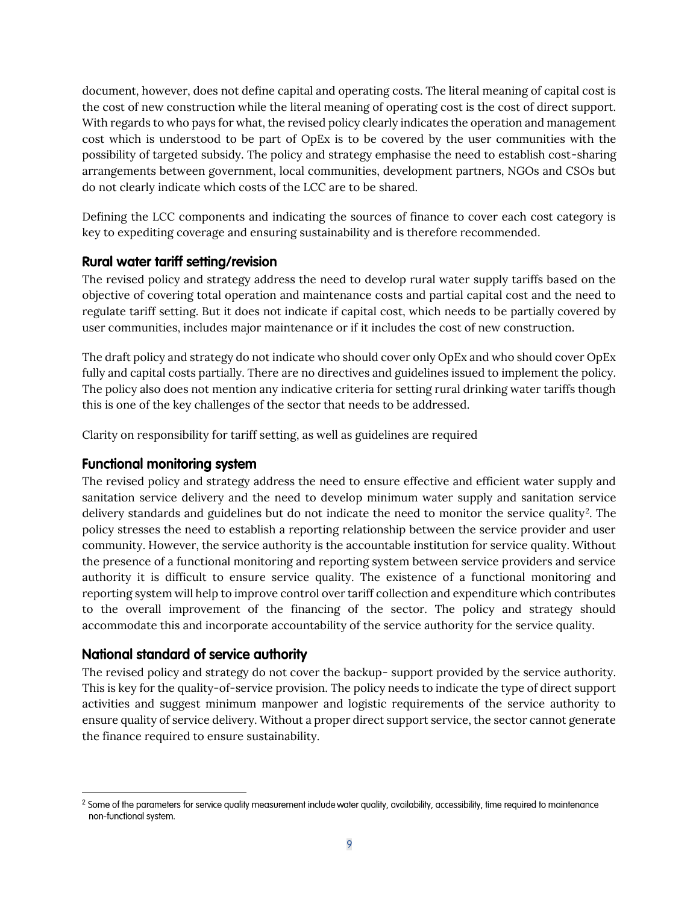document, however, does not define capital and operating costs. The literal meaning of capital cost is the cost of new construction while the literal meaning of operating cost is the cost of direct support. With regards to who pays for what, the revised policy clearly indicates the operation and management cost which is understood to be part of OpEx is to be covered by the user communities with the possibility of targeted subsidy. The policy and strategy emphasise the need to establish cost-sharing arrangements between government, local communities, development partners, NGOs and CSOs but do not clearly indicate which costs of the LCC are to be shared.

Defining the LCC components and indicating the sources of finance to cover each cost category is key to expediting coverage and ensuring sustainability and is therefore recommended.

### Rural water tariff setting/revision

The revised policy and strategy address the need to develop rural water supply tariffs based on the objective of covering total operation and maintenance costs and partial capital cost and the need to regulate tariff setting. But it does not indicate if capital cost, which needs to be partially covered by user communities, includes major maintenance or if it includes the cost of new construction.

The draft policy and strategy do not indicate who should cover only OpEx and who should cover OpEx fully and capital costs partially. There are no directives and guidelines issued to implement the policy. The policy also does not mention any indicative criteria for setting rural drinking water tariffs though this is one of the key challenges of the sector that needs to be addressed.

Clarity on responsibility for tariff setting, as well as guidelines are required

### Functional monitoring system

The revised policy and strategy address the need to ensure effective and efficient water supply and sanitation service delivery and the need to develop minimum water supply and sanitation service delivery standards and guidelines but do not indicate the need to monitor the service quality[2]. The policy stresses the need to establish a reporting relationship between the service provider and user community. However, the service authority is the accountable institution for service quality. Without the presence of a functional monitoring and reporting system between service providers and service authority it is difficult to ensure service quality. The existence of a functional monitoring and reporting system will help to improve control over tariff collection and expenditure which contributes to the overall improvement of the financing of the sector. The policy and strategy should accommodate this and incorporate accountability of the service authority for the service quality.

### National standard of service authority

The revised policy and strategy do not cover the backup- support provided by the service authority. This is key for the quality-of-service provision. The policy needs to indicate the type of direct support activities and suggest minimum manpower and logistic requirements of the service authority to ensure quality of service delivery. Without a proper direct support service, the sector cannot generate the finance required to ensure sustainability.

[2] Some of the parameters for service quality measurement include water quality, availability, accessibility, time required to maintenance non-functional system.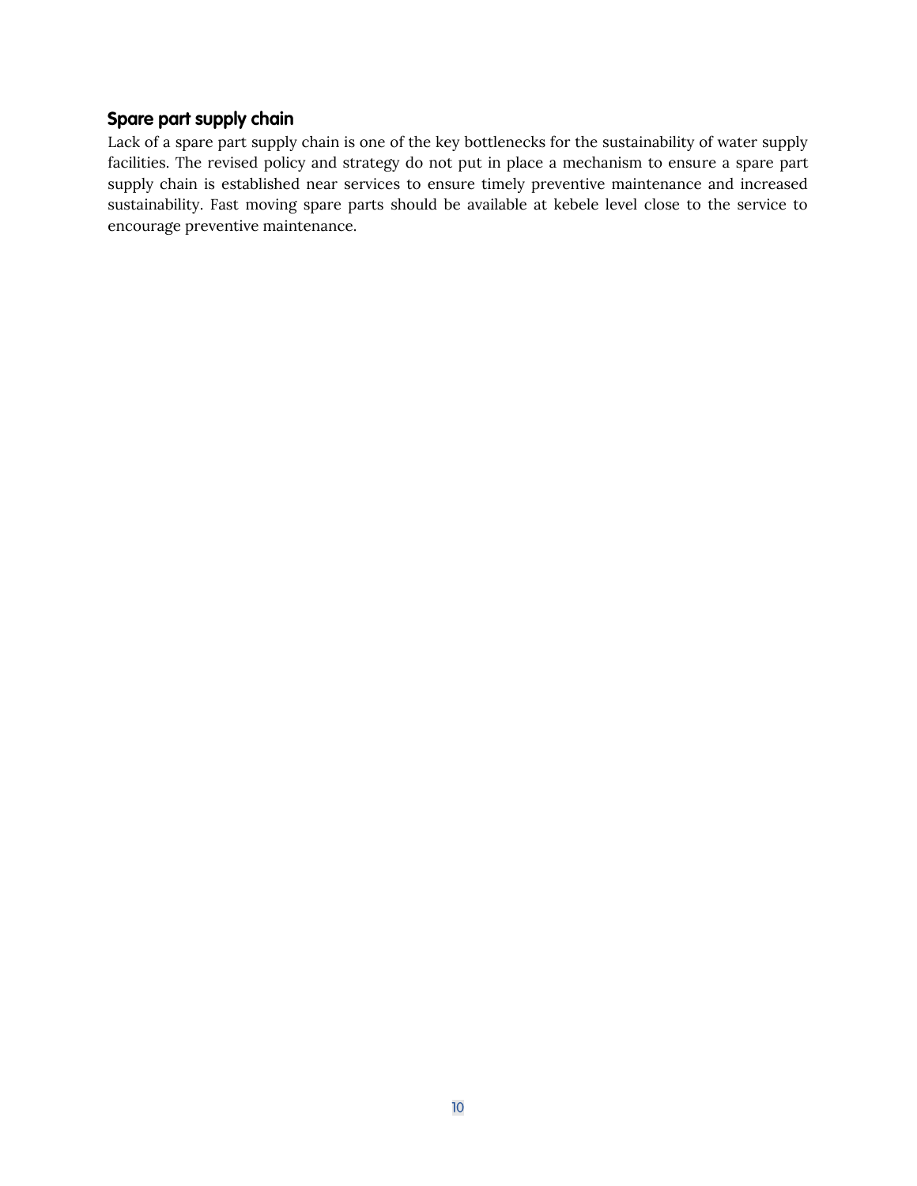### Spare part supply chain

Lack of a spare part supply chain is one of the key bottlenecks for the sustainability of water supply facilities. The revised policy and strategy do not put in place a mechanism to ensure a spare part supply chain is established near services to ensure timely preventive maintenance and increased sustainability. Fast moving spare parts should be available at kebele level close to the service to encourage preventive maintenance.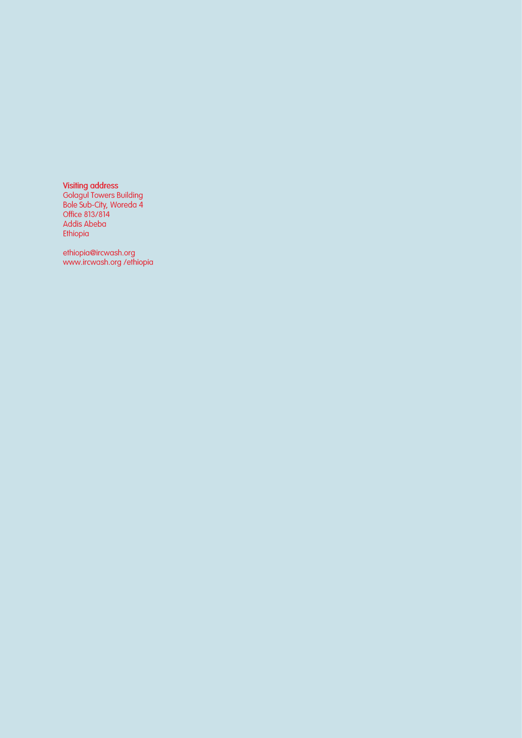**Visiting address**
Golagul Towers Building
Bole Sub-City, Woreda 4
Office 813/814
Addis Abeba
Ethiopia

ethiopia@ircwash.org
www.ircwash.org /ethiopia